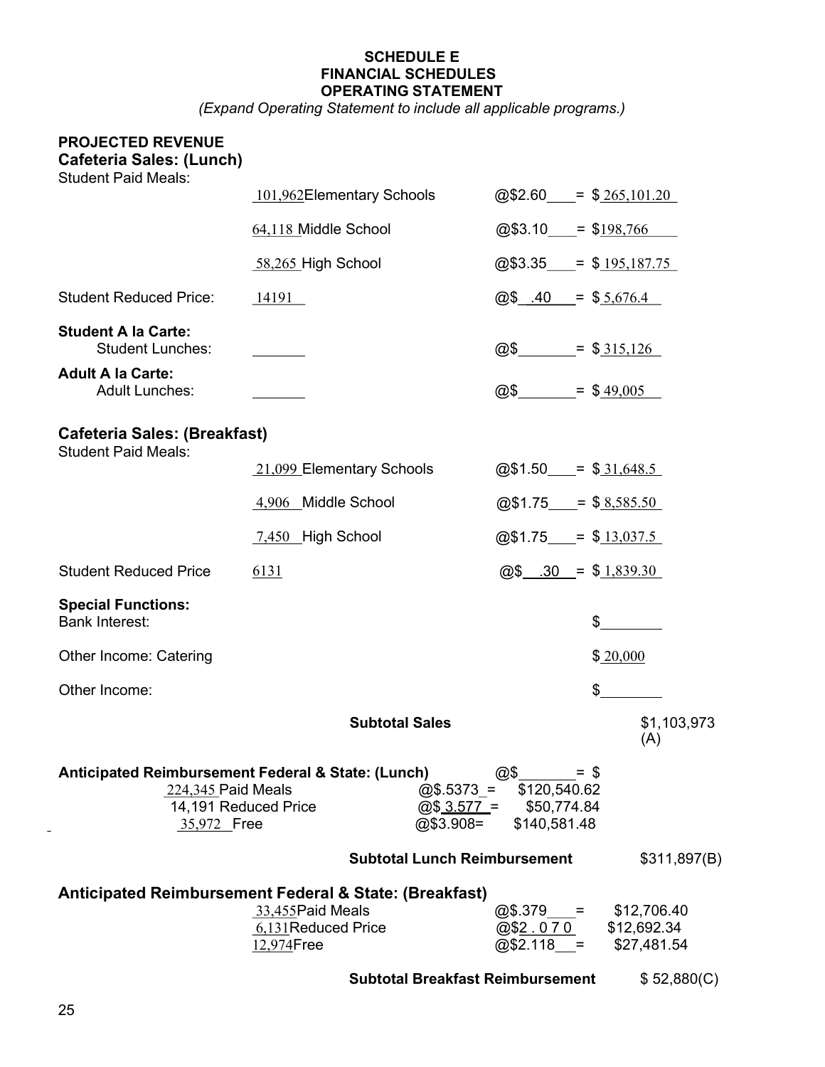**SCHEDULE E**
**FINANCIAL SCHEDULES**
**OPERATING STATEMENT**

*(Expand Operating Statement to include all applicable programs.)*

**PROJECTED REVENUE**

**Cafeteria Sales: (Lunch)**

Student Paid Meals:

| | | | |
|---|---|---|---|
| | 101,962 Elementary Schools | @$2.60 | = $ 265,101.20 |
| | 64,118 Middle School | @$3.10 | = $198,766 |
| | 58,265 High School | @$3.35 | = $ 195,187.75 |
| Student Reduced Price: | 14191 | @$ .40 | = $ 5,676.4 |
| **Student A la Carte:** Student Lunches: | | @$ | = $ 315,126 |
| **Adult A la Carte:** Adult Lunches: | | @$ | = $ 49,005 |

**Cafeteria Sales: (Breakfast)**

Student Paid Meals:

| | | | |
|---|---|---|---|
| | 21,099 Elementary Schools | @$1.50 | = $ 31,648.5 |
| | 4,906 Middle School | @$1.75 | = $ 8,585.50 |
| | 7,450 High School | @$1.75 | = $ 13,037.5 |
| Student Reduced Price | 6131 | @$ .30 | = $ 1,839.30 |

**Special Functions:**

| | |
|---|---|
| Bank Interest: | $ |
| Other Income: Catering | $ 20,000 |
| Other Income: | $ |

**Subtotal Sales** $1,103,973 (A)

**Anticipated Reimbursement Federal & State: (Lunch)** @$ = $

| | | |
|---|---|---|
| 224,345 Paid Meals | @$.5373 = | $120,540.62 |
| 14,191 Reduced Price | @$ 3.577 = | $50,774.84 |
| 35,972 Free | @$3.908= | $140,581.48 |

**Subtotal Lunch Reimbursement** $311,897(B)

**Anticipated Reimbursement Federal & State: (Breakfast)**

| | | |
|---|---|---|
| 33,455 Paid Meals | @$.379 = | $12,706.40 |
| 6,131 Reduced Price | @$2.070 | $12,692.34 |
| 12,974 Free | @$2.118 = | $27,481.54 |

**Subtotal Breakfast Reimbursement** $ 52,880(C)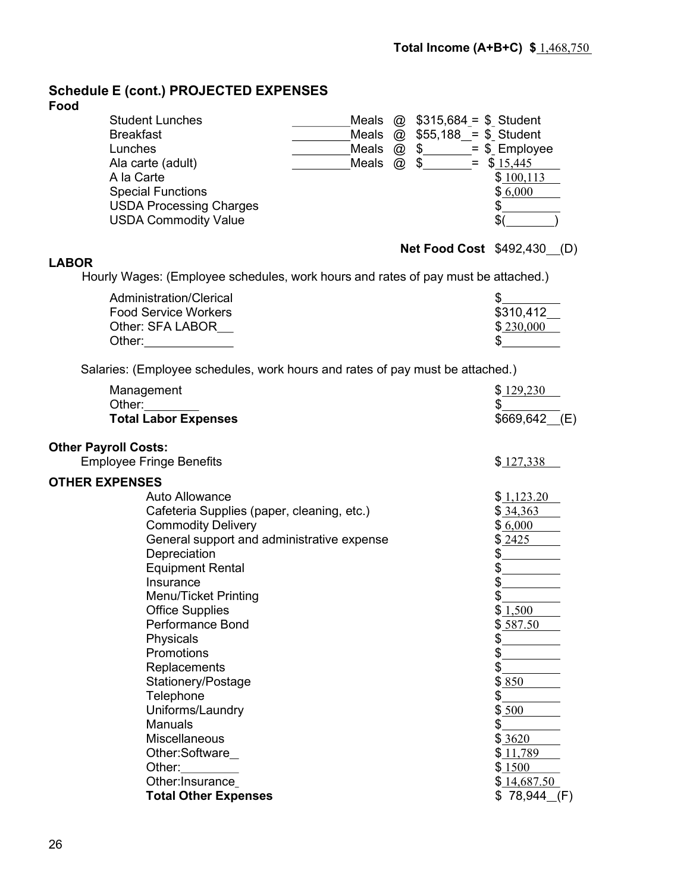**Total Income (A+B+C) $** 1,468,750

## Schedule E (cont.) PROJECTED EXPENSES

### Food

| Item | Meals | @ Rate | = Amount |
|---|---|---|---|
| Student Lunches | ________ Meals | @ $315,684 | = $ Student |
| Breakfast | ________ Meals | @ $55,188 | = $ Student |
| Lunches | ________ Meals | @ $______ | = $ Employee |
| Ala carte (adult) | ________ Meals | @ $______ | = $ 15,445 |
| A la Carte | | | $ 100,113 |
| Special Functions | | | $ 6,000 |
| USDA Processing Charges | | | $________ |
| USDA Commodity Value | | | $(________) |

**Net Food Cost** $492,430 (D)

### LABOR

Hourly Wages: (Employee schedules, work hours and rates of pay must be attached.)

| Item | Amount |
|---|---|
| Administration/Clerical | $________ |
| Food Service Workers | $310,412 |
| Other: SFA LABOR | $ 230,000 |
| Other:____________ | $________ |

Salaries: (Employee schedules, work hours and rates of pay must be attached.)

| Item | Amount |
|---|---|
| Management | $ 129,230 |
| Other:________ | $________ |
| **Total Labor Expenses** | $669,642 (E) |

### Other Payroll Costs:

| Item | Amount |
|---|---|
| Employee Fringe Benefits | $ 127,338 |

### OTHER EXPENSES

| Item | Amount |
|---|---|
| Auto Allowance | $ 1,123.20 |
| Cafeteria Supplies (paper, cleaning, etc.) | $ 34,363 |
| Commodity Delivery | $ 6,000 |
| General support and administrative expense | $ 2425 |
| Depreciation | $________ |
| Equipment Rental | $________ |
| Insurance | $________ |
| Menu/Ticket Printing | $________ |
| Office Supplies | $ 1,500 |
| Performance Bond | $ 587.50 |
| Physicals | $________ |
| Promotions | $________ |
| Replacements | $________ |
| Stationery/Postage | $ 850 |
| Telephone | $________ |
| Uniforms/Laundry | $ 500 |
| Manuals | $________ |
| Miscellaneous | $ 3620 |
| Other:Software | $ 11,789 |
| Other:________ | $ 1500 |
| Other:Insurance | $ 14,687.50 |
| **Total Other Expenses** | $ 78,944 (F) |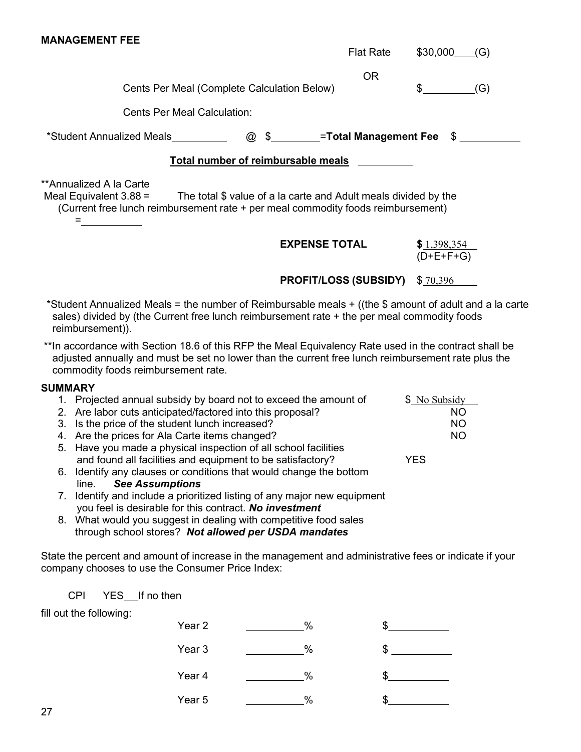**MANAGEMENT FEE**

Flat Rate $30,000\_\_\_(G)

OR

Cents Per Meal (Complete Calculation Below) $\_\_\_\_\_\_\_\_\_(G)

Cents Per Meal Calculation:

*Student Annualized Meals\_\_\_\_\_\_\_\_\_\_ @ $\_\_\_\_\_\_\_\_\_=**Total Management Fee** $ \_\_\_\_\_\_\_\_\_\_\_

**Total number of reimbursable meals** \_\_\_\_\_\_\_\_\_\_

**Annualized A la Carte Meal Equivalent 3.88 = The total $ value of a la carte and Adult meals divided by the (Current free lunch reimbursement rate + per meal commodity foods reimbursement) =\_\_\_\_\_\_\_\_\_\_\_

**EXPENSE TOTAL** **$** 1,398,354 (D+E+F+G)

**PROFIT/LOSS (SUBSIDY)** $ 70,396

*Student Annualized Meals = the number of Reimbursable meals + ((the $ amount of adult and a la carte sales) divided by (the Current free lunch reimbursement rate + the per meal commodity foods reimbursement)).

**In accordance with Section 18.6 of this RFP the Meal Equivalency Rate used in the contract shall be adjusted annually and must be set no lower than the current free lunch reimbursement rate plus the commodity foods reimbursement rate.

**SUMMARY**

1. Projected annual subsidy by board not to exceed the amount of $ No Subsidy
2. Are labor cuts anticipated/factored into this proposal? NO
3. Is the price of the student lunch increased? NO
4. Are the prices for Ala Carte items changed? NO
5. Have you made a physical inspection of all school facilities and found all facilities and equipment to be satisfactory? YES
6. Identify any clauses or conditions that would change the bottom line. ***See Assumptions***
7. Identify and include a prioritized listing of any major new equipment you feel is desirable for this contract. ***No investment***
8. What would you suggest in dealing with competitive food sales through school stores? ***Not allowed per USDA mandates***

State the percent and amount of increase in the management and administrative fees or indicate if your company chooses to use the Consumer Price Index:

CPI YES\_\_If no then

fill out the following:

| | | |
|---|---|---|
| Year 2 | \_\_\_\_\_\_\_\_\_\_% | $\_\_\_\_\_\_\_\_\_\_\_ |
| Year 3 | \_\_\_\_\_\_\_\_\_\_% | $ \_\_\_\_\_\_\_\_\_\_\_ |
| Year 4 | \_\_\_\_\_\_\_\_\_\_% | $\_\_\_\_\_\_\_\_\_\_\_ |
| Year 5 | \_\_\_\_\_\_\_\_\_\_% | $\_\_\_\_\_\_\_\_\_\_\_ |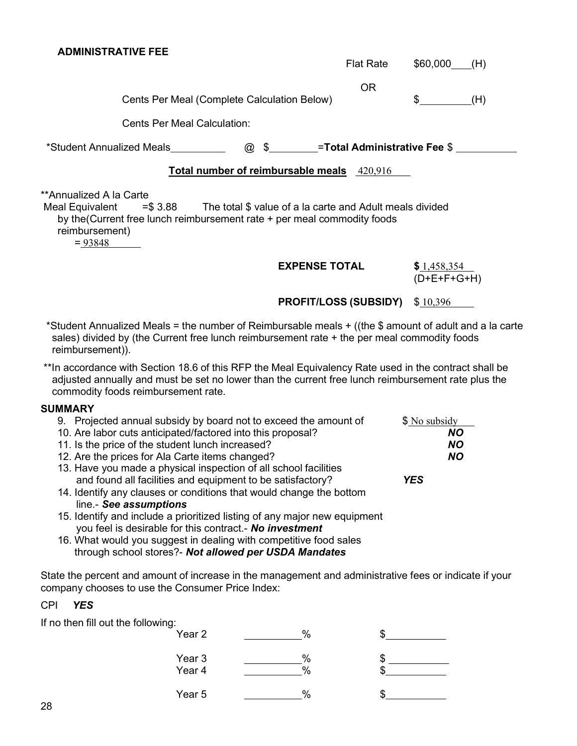**ADMINISTRATIVE FEE**

Flat Rate $60,000___(H)

OR

Cents Per Meal (Complete Calculation Below) $_________(H)

Cents Per Meal Calculation:

*Student Annualized Meals__________ @ $_________=**Total Administrative Fee** $ ___________

**Total number of reimbursable meals** 420,916

**Annualized A la Carte Meal Equivalent =$ 3.88 The total $ value of a la carte and Adult meals divided by the(Current free lunch reimbursement rate + per meal commodity foods reimbursement)

= 93848

**EXPENSE TOTAL** **$** 1,458,354 (D+E+F+G+H)

**PROFIT/LOSS (SUBSIDY)** $ 10,396

*Student Annualized Meals = the number of Reimbursable meals + ((the $ amount of adult and a la carte sales) divided by (the Current free lunch reimbursement rate + the per meal commodity foods reimbursement)).

**In accordance with Section 18.6 of this RFP the Meal Equivalency Rate used in the contract shall be adjusted annually and must be set no lower than the current free lunch reimbursement rate plus the commodity foods reimbursement rate.

**SUMMARY**

9. Projected annual subsidy by board not to exceed the amount of $ No subsidy
10. Are labor cuts anticipated/factored into this proposal? ***NO***
11. Is the price of the student lunch increased? ***NO***
12. Are the prices for Ala Carte items changed? ***NO***
13. Have you made a physical inspection of all school facilities and found all facilities and equipment to be satisfactory? ***YES***
14. Identify any clauses or conditions that would change the bottom line.- ***See assumptions***
15. Identify and include a prioritized listing of any major new equipment you feel is desirable for this contract.- ***No investment***
16. What would you suggest in dealing with competitive food sales through school stores?- ***Not allowed per USDA Mandates***

State the percent and amount of increase in the management and administrative fees or indicate if your company chooses to use the Consumer Price Index:

CPI ***YES***

If no then fill out the following:

| | | |
|---|---|---|
| Year 2 | ______% | $__________ |
| Year 3 | ______% | $__________ |
| Year 4 | ______% | $__________ |
| Year 5 | ______% | $__________ |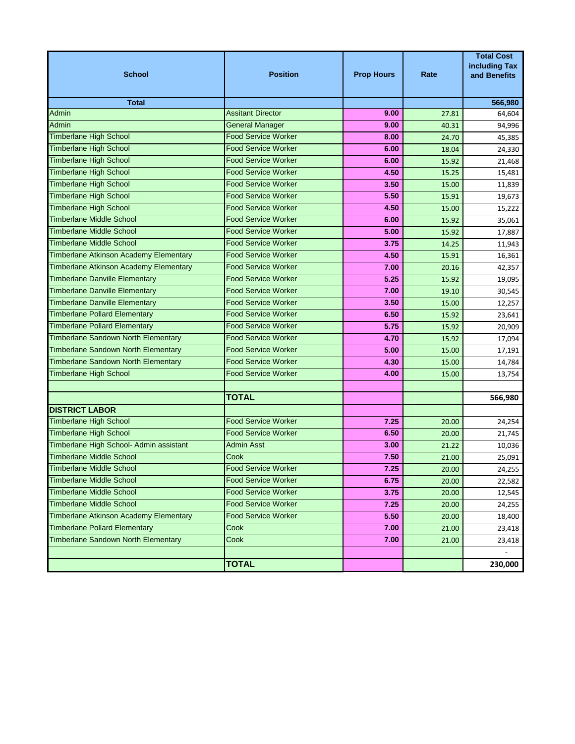| School | Position | Prop Hours | Rate | Total Cost including Tax and Benefits |
|---|---|---|---|---|
| **Total** | | | | **566,980** |
| Admin | Assitant Director | **9.00** | 27.81 | 64,604 |
| Admin | General Manager | **9.00** | 40.31 | 94,996 |
| Timberlane High School | Food Service Worker | **8.00** | 24.70 | 45,385 |
| Timberlane High School | Food Service Worker | **6.00** | 18.04 | 24,330 |
| Timberlane High School | Food Service Worker | **6.00** | 15.92 | 21,468 |
| Timberlane High School | Food Service Worker | **4.50** | 15.25 | 15,481 |
| Timberlane High School | Food Service Worker | **3.50** | 15.00 | 11,839 |
| Timberlane High School | Food Service Worker | **5.50** | 15.91 | 19,673 |
| Timberlane High School | Food Service Worker | **4.50** | 15.00 | 15,222 |
| Timberlane Middle School | Food Service Worker | **6.00** | 15.92 | 35,061 |
| Timberlane Middle School | Food Service Worker | **5.00** | 15.92 | 17,887 |
| Timberlane Middle School | Food Service Worker | **3.75** | 14.25 | 11,943 |
| Timberlane Atkinson Academy Elementary | Food Service Worker | **4.50** | 15.91 | 16,361 |
| Timberlane Atkinson Academy Elementary | Food Service Worker | **7.00** | 20.16 | 42,357 |
| Timberlane Danville Elementary | Food Service Worker | **5.25** | 15.92 | 19,095 |
| Timberlane Danville Elementary | Food Service Worker | **7.00** | 19.10 | 30,545 |
| Timberlane Danville Elementary | Food Service Worker | **3.50** | 15.00 | 12,257 |
| Timberlane Pollard Elementary | Food Service Worker | **6.50** | 15.92 | 23,641 |
| Timberlane Pollard Elementary | Food Service Worker | **5.75** | 15.92 | 20,909 |
| Timberlane Sandown North Elementary | Food Service Worker | **4.70** | 15.92 | 17,094 |
| Timberlane Sandown North Elementary | Food Service Worker | **5.00** | 15.00 | 17,191 |
| Timberlane Sandown North Elementary | Food Service Worker | **4.30** | 15.00 | 14,784 |
| Timberlane High School | Food Service Worker | **4.00** | 15.00 | 13,754 |
| | | | | |
| | **TOTAL** | | | **566,980** |
| **DISTRICT LABOR** | | | | |
| Timberlane High School | Food Service Worker | **7.25** | 20.00 | 24,254 |
| Timberlane High School | Food Service Worker | **6.50** | 20.00 | 21,745 |
| Timberlane High School- Admin assistant | Admin Asst | **3.00** | 21.22 | 10,036 |
| Timberlane Middle School | Cook | **7.50** | 21.00 | 25,091 |
| Timberlane Middle School | Food Service Worker | **7.25** | 20.00 | 24,255 |
| Timberlane Middle School | Food Service Worker | **6.75** | 20.00 | 22,582 |
| Timberlane Middle School | Food Service Worker | **3.75** | 20.00 | 12,545 |
| Timberlane Middle School | Food Service Worker | **7.25** | 20.00 | 24,255 |
| Timberlane Atkinson Academy Elementary | Food Service Worker | **5.50** | 20.00 | 18,400 |
| Timberlane Pollard Elementary | Cook | **7.00** | 21.00 | 23,418 |
| Timberlane Sandown North Elementary | Cook | **7.00** | 21.00 | 23,418 |
| | | | | - |
| | **TOTAL** | | | **230,000** |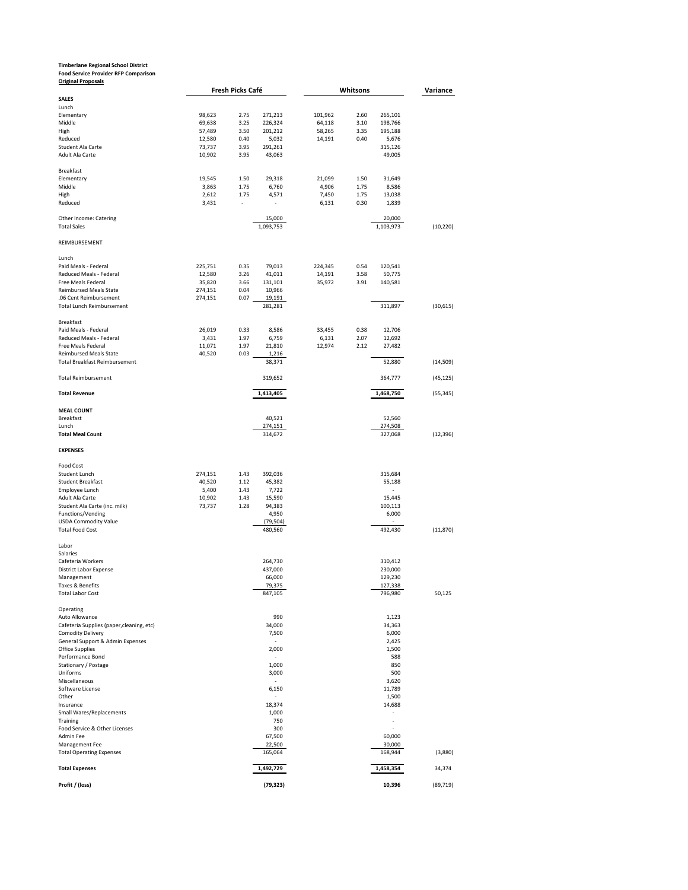**Timberlane Regional School District**
**Food Service Provider RFP Comparison**
**Original Proposals**

| | Fresh Picks Café | | | Whitsons | | | Variance |
|---|---|---|---|---|---|---|---|
| **SALES** | | | | | | | |
| Lunch | | | | | | | |
| Elementary | 98,623 | 2.75 | 271,213 | 101,962 | 2.60 | 265,101 | |
| Middle | 69,638 | 3.25 | 226,324 | 64,118 | 3.10 | 198,766 | |
| High | 57,489 | 3.50 | 201,212 | 58,265 | 3.35 | 195,188 | |
| Reduced | 12,580 | 0.40 | 5,032 | 14,191 | 0.40 | 5,676 | |
| Student Ala Carte | 73,737 | 3.95 | 291,261 | | | 315,126 | |
| Adult Ala Carte | 10,902 | 3.95 | 43,063 | | | 49,005 | |
| | | | | | | | |
| Breakfast | | | | | | | |
| Elementary | 19,545 | 1.50 | 29,318 | 21,099 | 1.50 | 31,649 | |
| Middle | 3,863 | 1.75 | 6,760 | 4,906 | 1.75 | 8,586 | |
| High | 2,612 | 1.75 | 4,571 | 7,450 | 1.75 | 13,038 | |
| Reduced | 3,431 | - | - | 6,131 | 0.30 | 1,839 | |
| | | | | | | | |
| Other Income: Catering | | | 15,000 | | | 20,000 | |
| Total Sales | | | 1,093,753 | | | 1,103,973 | (10,220) |
| | | | | | | | |
| REIMBURSEMENT | | | | | | | |
| | | | | | | | |
| Lunch | | | | | | | |
| Paid Meals - Federal | 225,751 | 0.35 | 79,013 | 224,345 | 0.54 | 120,541 | |
| Reduced Meals - Federal | 12,580 | 3.26 | 41,011 | 14,191 | 3.58 | 50,775 | |
| Free Meals Federal | 35,820 | 3.66 | 131,101 | 35,972 | 3.91 | 140,581 | |
| Reimbursed Meals State | 274,151 | 0.04 | 10,966 | | | | |
| .06 Cent Reimbursement | 274,151 | 0.07 | 19,191 | | | | |
| Total Lunch Reimbursement | | | 281,281 | | | 311,897 | (30,615) |
| | | | | | | | |
| Breakfast | | | | | | | |
| Paid Meals - Federal | 26,019 | 0.33 | 8,586 | 33,455 | 0.38 | 12,706 | |
| Reduced Meals - Federal | 3,431 | 1.97 | 6,759 | 6,131 | 2.07 | 12,692 | |
| Free Meals Federal | 11,071 | 1.97 | 21,810 | 12,974 | 2.12 | 27,482 | |
| Reimbursed Meals State | 40,520 | 0.03 | 1,216 | | | | |
| Total Breakfast Reimbursement | | | 38,371 | | | 52,880 | (14,509) |
| | | | | | | | |
| Total Reimbursement | | | 319,652 | | | 364,777 | (45,125) |
| | | | | | | | |
| **Total Revenue** | | | 1,413,405 | | | 1,468,750 | (55,345) |
| | | | | | | | |
| **MEAL COUNT** | | | | | | | |
| Breakfast | | | 40,521 | | | 52,560 | |
| Lunch | | | 274,151 | | | 274,508 | |
| **Total Meal Count** | | | 314,672 | | | 327,068 | (12,396) |
| | | | | | | | |
| **EXPENSES** | | | | | | | |
| | | | | | | | |
| Food Cost | | | | | | | |
| Student Lunch | 274,151 | 1.43 | 392,036 | | | 315,684 | |
| Student Breakfast | 40,520 | 1.12 | 45,382 | | | 55,188 | |
| Employee Lunch | 5,400 | 1.43 | 7,722 | | | - | |
| Adult Ala Carte | 10,902 | 1.43 | 15,590 | | | 15,445 | |
| Student Ala Carte (inc. milk) | 73,737 | 1.28 | 94,383 | | | 100,113 | |
| Functions/Vending | | | 4,950 | | | 6,000 | |
| USDA Commodity Value | | | (79,504) | | | - | |
| Total Food Cost | | | 480,560 | | | 492,430 | (11,870) |
| | | | | | | | |
| Labor | | | | | | | |
| Salaries | | | | | | | |
| Cafeteria Workers | | | 264,730 | | | 310,412 | |
| District Labor Expense | | | 437,000 | | | 230,000 | |
| Management | | | 66,000 | | | 129,230 | |
| Taxes & Benefits | | | 79,375 | | | 127,338 | |
| Total Labor Cost | | | 847,105 | | | 796,980 | 50,125 |
| | | | | | | | |
| Operating | | | | | | | |
| Auto Allowance | | | 990 | | | 1,123 | |
| Cafeteria Supplies (paper,cleaning, etc) | | | 34,000 | | | 34,363 | |
| Comodity Delivery | | | 7,500 | | | 6,000 | |
| General Support & Admin Expenses | | | - | | | 2,425 | |
| Office Supplies | | | 2,000 | | | 1,500 | |
| Performance Bond | | | - | | | 588 | |
| Stationary / Postage | | | 1,000 | | | 850 | |
| Uniforms | | | 3,000 | | | 500 | |
| Miscellaneous | | | - | | | 3,620 | |
| Software License | | | 6,150 | | | 11,789 | |
| Other | | | - | | | 1,500 | |
| Insurance | | | 18,374 | | | 14,688 | |
| Small Wares/Replacements | | | 1,000 | | | - | |
| Training | | | 750 | | | - | |
| Food Service & Other Licenses | | | 300 | | | - | |
| Admin Fee | | | 67,500 | | | 60,000 | |
| Management Fee | | | 22,500 | | | 30,000 | |
| Total Operating Expenses | | | 165,064 | | | 168,944 | (3,880) |
| | | | | | | | |
| **Total Expenses** | | | 1,492,729 | | | 1,458,354 | 34,374 |
| | | | | | | | |
| **Profit / (loss)** | | | **(79,323)** | | | **10,396** | (89,719) |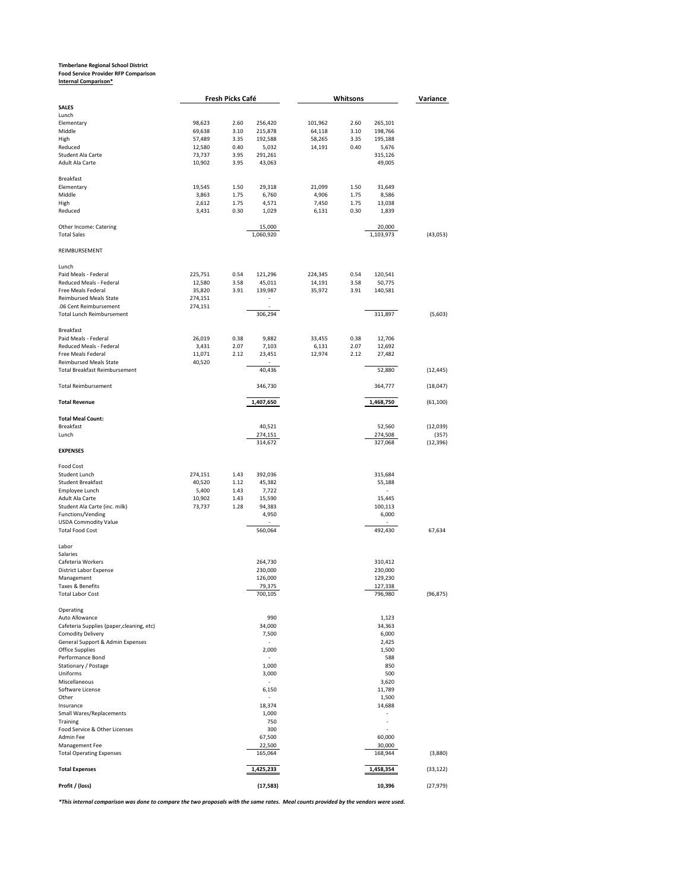**Timberlane Regional School District**
**Food Service Provider RFP Comparison**
**Internal Comparison***

| | Fresh Picks Café | | | Whitsons | | | Variance |
|---|---|---|---|---|---|---|---|
| **SALES** | | | | | | | |
| Lunch | | | | | | | |
| Elementary | 98,623 | 2.60 | 256,420 | 101,962 | 2.60 | 265,101 | |
| Middle | 69,638 | 3.10 | 215,878 | 64,118 | 3.10 | 198,766 | |
| High | 57,489 | 3.35 | 192,588 | 58,265 | 3.35 | 195,188 | |
| Reduced | 12,580 | 0.40 | 5,032 | 14,191 | 0.40 | 5,676 | |
| Student Ala Carte | 73,737 | 3.95 | 291,261 | | | 315,126 | |
| Adult Ala Carte | 10,902 | 3.95 | 43,063 | | | 49,005 | |
| Breakfast | | | | | | | |
| Elementary | 19,545 | 1.50 | 29,318 | 21,099 | 1.50 | 31,649 | |
| Middle | 3,863 | 1.75 | 6,760 | 4,906 | 1.75 | 8,586 | |
| High | 2,612 | 1.75 | 4,571 | 7,450 | 1.75 | 13,038 | |
| Reduced | 3,431 | 0.30 | 1,029 | 6,131 | 0.30 | 1,839 | |
| Other Income: Catering | | | 15,000 | | | 20,000 | |
| Total Sales | | | 1,060,920 | | | 1,103,973 | (43,053) |
| REIMBURSEMENT | | | | | | | |
| Lunch | | | | | | | |
| Paid Meals - Federal | 225,751 | 0.54 | 121,296 | 224,345 | 0.54 | 120,541 | |
| Reduced Meals - Federal | 12,580 | 3.58 | 45,011 | 14,191 | 3.58 | 50,775 | |
| Free Meals Federal | 35,820 | 3.91 | 139,987 | 35,972 | 3.91 | 140,581 | |
| Reimbursed Meals State | 274,151 | | - | | | | |
| .06 Cent Reimbursement | 274,151 | | - | | | | |
| Total Lunch Reimbursement | | | 306,294 | | | 311,897 | (5,603) |
| Breakfast | | | | | | | |
| Paid Meals - Federal | 26,019 | 0.38 | 9,882 | 33,455 | 0.38 | 12,706 | |
| Reduced Meals - Federal | 3,431 | 2.07 | 7,103 | 6,131 | 2.07 | 12,692 | |
| Free Meals Federal | 11,071 | 2.12 | 23,451 | 12,974 | 2.12 | 27,482 | |
| Reimbursed Meals State | 40,520 | | - | | | | |
| Total Breakfast Reimbursement | | | 40,436 | | | 52,880 | (12,445) |
| Total Reimbursement | | | 346,730 | | | 364,777 | (18,047) |
| **Total Revenue** | | | **1,407,650** | | | **1,468,750** | (61,100) |
| **Total Meal Count:** | | | | | | | |
| Breakfast | | | 40,521 | | | 52,560 | (12,039) |
| Lunch | | | 274,151 | | | 274,508 | (357) |
| | | | 314,672 | | | 327,068 | (12,396) |
| **EXPENSES** | | | | | | | |
| Food Cost | | | | | | | |
| Student Lunch | 274,151 | 1.43 | 392,036 | | | 315,684 | |
| Student Breakfast | 40,520 | 1.12 | 45,382 | | | 55,188 | |
| Employee Lunch | 5,400 | 1.43 | 7,722 | | | - | |
| Adult Ala Carte | 10,902 | 1.43 | 15,590 | | | 15,445 | |
| Student Ala Carte (inc. milk) | 73,737 | 1.28 | 94,383 | | | 100,113 | |
| Functions/Vending | | | 4,950 | | | 6,000 | |
| USDA Commodity Value | | | - | | | - | |
| Total Food Cost | | | 560,064 | | | 492,430 | 67,634 |
| Labor | | | | | | | |
| Salaries | | | | | | | |
| Cafeteria Workers | | | 264,730 | | | 310,412 | |
| District Labor Expense | | | 230,000 | | | 230,000 | |
| Management | | | 126,000 | | | 129,230 | |
| Taxes & Benefits | | | 79,375 | | | 127,338 | |
| Total Labor Cost | | | 700,105 | | | 796,980 | (96,875) |
| Operating | | | | | | | |
| Auto Allowance | | | 990 | | | 1,123 | |
| Cafeteria Supplies (paper,cleaning, etc) | | | 34,000 | | | 34,363 | |
| Comodity Delivery | | | 7,500 | | | 6,000 | |
| General Support & Admin Expenses | | | - | | | 2,425 | |
| Office Supplies | | | 2,000 | | | 1,500 | |
| Performance Bond | | | - | | | 588 | |
| Stationary / Postage | | | 1,000 | | | 850 | |
| Uniforms | | | 3,000 | | | 500 | |
| Miscellaneous | | | - | | | 3,620 | |
| Software License | | | 6,150 | | | 11,789 | |
| Other | | | - | | | 1,500 | |
| Insurance | | | 18,374 | | | 14,688 | |
| Small Wares/Replacements | | | 1,000 | | | - | |
| Training | | | 750 | | | - | |
| Food Service & Other Licenses | | | 300 | | | - | |
| Admin Fee | | | 67,500 | | | 60,000 | |
| Management Fee | | | 22,500 | | | 30,000 | |
| Total Operating Expenses | | | 165,064 | | | 168,944 | (3,880) |
| **Total Expenses** | | | **1,425,233** | | | **1,458,354** | (33,122) |
| **Profit / (loss)** | | | **(17,583)** | | | **10,396** | (27,979) |

***This internal comparison was done to compare the two proposals with the same rates. Meal counts provided by the vendors were used.***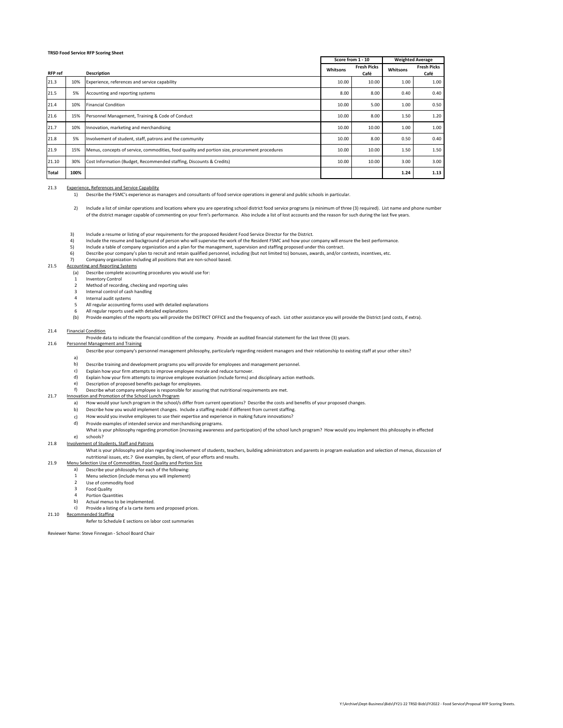**TRSD Food Service RFP Scoring Sheet**

| RFP ref | | Description | Score from 1 - 10 | | Weighted Average | |
|---|---|---|---|---|---|---|
| | | | Whitsons | Fresh Picks Café | Whitsons | Fresh Picks Café |
| 21.3 | 10% | Experience, references and service capability | 10.00 | 10.00 | 1.00 | 1.00 |
| 21.5 | 5% | Accounting and reporting systems | 8.00 | 8.00 | 0.40 | 0.40 |
| 21.4 | 10% | Financial Condition | 10.00 | 5.00 | 1.00 | 0.50 |
| 21.6 | 15% | Personnel Management, Training & Code of Conduct | 10.00 | 8.00 | 1.50 | 1.20 |
| 21.7 | 10% | Innovation, marketing and merchandising | 10.00 | 10.00 | 1.00 | 1.00 |
| 21.8 | 5% | Involvement of student, staff, patrons and the community | 10.00 | 8.00 | 0.50 | 0.40 |
| 21.9 | 15% | Menus, concepts of service, commodities, food quality and portion size, procurement procedures | 10.00 | 10.00 | 1.50 | 1.50 |
| 21.10 | 30% | Cost Information (Budget, Recommended staffing, Discounts & Credits) | 10.00 | 10.00 | 3.00 | 3.00 |
| **Total** | **100%** | | | | **1.24** | **1.13** |

21.3 Experience, References and Service Capability

1) Describe the FSMC's experience as managers and consultants of food service operations in general and public schools in particular.

2) Include a list of similar operations and locations where you are operating school district food service programs (a minimum of three (3) required). List name and phone number of the district manager capable of commenting on your firm's performance. Also include a list of lost accounts and the reason for such during the last five years.

3) Include a resume or listing of your requirements for the proposed Resident Food Service Director for the District.
4) Include the resume and background of person who will supervise the work of the Resident FSMC and how your company will ensure the best performance.
5) Include a table of company organization and a plan for the management, supervision and staffing proposed under this contract.
6) Describe your company's plan to recruit and retain qualified personnel, including (but not limited to) bonuses, awards, and/or contests, incentives, etc.
7) Company organization including all positions that are non-school based.

21.5 Accounting and Reporting Systems

(a) Describe complete accounting procedures you would use for:
1 Inventory Control
2 Method of recording, checking and reporting sales
3 Internal control of cash handling
4 Internal audit systems
5 All regular accounting forms used with detailed explanations
6 All regular reports used with detailed explanations
(b) Provide examples of the reports you will provide the DISTRICT OFFICE and the frequency of each. List other assistance you will provide the District (and costs, if extra).

21.4 Financial Condition

Provide data to indicate the financial condition of the company. Provide an audited financial statement for the last three (3) years.

21.6 Personnel Management and Training

a) Describe your company's personnel management philosophy, particularly regarding resident managers and their relationship to existing staff at your other sites?
b) Describe training and development programs you will provide for employees and management personnel.
c) Explain how your firm attempts to improve employee morale and reduce turnover.
d) Explain how your firm attempts to improve employee evaluation (include forms) and disciplinary action methods.
e) Description of proposed benefits package for employees.
f) Describe what company employee is responsible for assuring that nutritional requirements are met.

21.7 Innovation and Promotion of the School Lunch Program

a) How would your lunch program in the school/s differ from current operations? Describe the costs and benefits of your proposed changes.
b) Describe how you would implement changes. Include a staffing model if different from current staffing.
c) How would you involve employees to use their expertise and experience in making future innovations?
d) Provide examples of intended service and merchandising programs.
e) What is your philosophy regarding promotion (increasing awareness and participation) of the school lunch program? How would you implement this philosophy in effected schools?

21.8 Involvement of Students, Staff and Patrons

What is your philosophy and plan regarding involvement of students, teachers, building administrators and parents in program evaluation and selection of menus, discussion of nutritional issues, etc.? Give examples, by client, of your efforts and results.

21.9 Menu Selection Use of Commodities, Food Quality and Portion Size

a) Describe your philosophy for each of the following:
1 Menu selection (include menus you will implement)
2 Use of commodity food
3 Food Quality
4 Portion Quantities
b) Actual menus to be implemented.
c) Provide a listing of a la carte items and proposed prices.

21.10 Recommended Staffing

Refer to Schedule E sections on labor cost summaries

Reviewer Name: Steve Finnegan - School Board Chair

Y:\Archive\Dept-Business\Bids\FY21-22 TRSD Bids\FY2022 - Food Service\Proposal RFP Scoring Sheets.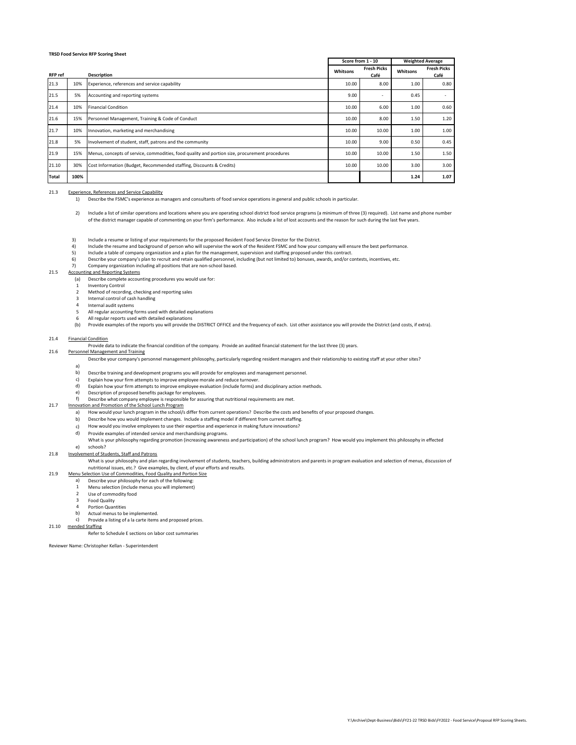**TRSD Food Service RFP Scoring Sheet**

| RFP ref | | Description | Score from 1 - 10 | | Weighted Average | |
|---|---|---|---|---|---|---|
| | | | Whitsons | Fresh Picks Café | Whitsons | Fresh Picks Café |
| 21.3 | 10% | Experience, references and service capability | 10.00 | 8.00 | 1.00 | 0.80 |
| 21.5 | 5% | Accounting and reporting systems | 9.00 | - | 0.45 | - |
| 21.4 | 10% | Financial Condition | 10.00 | 6.00 | 1.00 | 0.60 |
| 21.6 | 15% | Personnel Management, Training & Code of Conduct | 10.00 | 8.00 | 1.50 | 1.20 |
| 21.7 | 10% | Innovation, marketing and merchandising | 10.00 | 10.00 | 1.00 | 1.00 |
| 21.8 | 5% | Involvement of student, staff, patrons and the community | 10.00 | 9.00 | 0.50 | 0.45 |
| 21.9 | 15% | Menus, concepts of service, commodities, food quality and portion size, procurement procedures | 10.00 | 10.00 | 1.50 | 1.50 |
| 21.10 | 30% | Cost Information (Budget, Recommended staffing, Discounts & Credits) | 10.00 | 10.00 | 3.00 | 3.00 |
| **Total** | **100%** | | | | **1.24** | **1.07** |

21.3 Experience, References and Service Capability

1) Describe the FSMC's experience as managers and consultants of food service operations in general and public schools in particular.

2) Include a list of similar operations and locations where you are operating school district food service programs (a minimum of three (3) required). List name and phone number of the district manager capable of commenting on your firm's performance. Also include a list of lost accounts and the reason for such during the last five years.

3) Include a resume or listing of your requirements for the proposed Resident Food Service Director for the District.
4) Include the resume and background of person who will supervise the work of the Resident FSMC and how your company will ensure the best performance.
5) Include a table of company organization and a plan for the management, supervision and staffing proposed under this contract.
6) Describe your company's plan to recruit and retain qualified personnel, including (but not limited to) bonuses, awards, and/or contests, incentives, etc.
7) Company organization including all positions that are non-school based.

21.5 Accounting and Reporting Systems

(a) Describe complete accounting procedures you would use for:
1 Inventory Control
2 Method of recording, checking and reporting sales
3 Internal control of cash handling
4 Internal audit systems
5 All regular accounting forms used with detailed explanations
6 All regular reports used with detailed explanations

(b) Provide examples of the reports you will provide the DISTRICT OFFICE and the frequency of each. List other assistance you will provide the District (and costs, if extra).

21.4 Financial Condition

Provide data to indicate the financial condition of the company. Provide an audited financial statement for the last three (3) years.

21.6 Personnel Management and Training

a) Describe your company's personnel management philosophy, particularly regarding resident managers and their relationship to existing staff at your other sites?
b) Describe training and development programs you will provide for employees and management personnel.
c) Explain how your firm attempts to improve employee morale and reduce turnover.
d) Explain how your firm attempts to improve employee evaluation (include forms) and disciplinary action methods.
e) Description of proposed benefits package for employees.
f) Describe what company employee is responsible for assuring that nutritional requirements are met.

21.7 Innovation and Promotion of the School Lunch Program

a) How would your lunch program in the school/s differ from current operations? Describe the costs and benefits of your proposed changes.
b) Describe how you would implement changes. Include a staffing model if different from current staffing.
c) How would you involve employees to use their expertise and experience in making future innovations?
d) Provide examples of intended service and merchandising programs.
e) What is your philosophy regarding promotion (increasing awareness and participation) of the school lunch program? How would you implement this philosophy in effected schools?

21.8 Involvement of Students, Staff and Patrons

What is your philosophy and plan regarding involvement of students, teachers, building administrators and parents in program evaluation and selection of menus, discussion of nutritional issues, etc.? Give examples, by client, of your efforts and results.

21.9 Menu Selection Use of Commodities, Food Quality and Portion Size

a) Describe your philosophy for each of the following:
1 Menu selection (include menus you will implement)
2 Use of commodity food
3 Food Quality
4 Portion Quantities

b) Actual menus to be implemented.
c) Provide a listing of a la carte items and proposed prices.

21.10 mended Staffing

Refer to Schedule E sections on labor cost summaries

Reviewer Name: Christopher Kellan - Superintendent

Y:\Archive\Dept-Business\Bids\FY21-22 TRSD Bids\FY2022 - Food Service\Proposal RFP Scoring Sheets.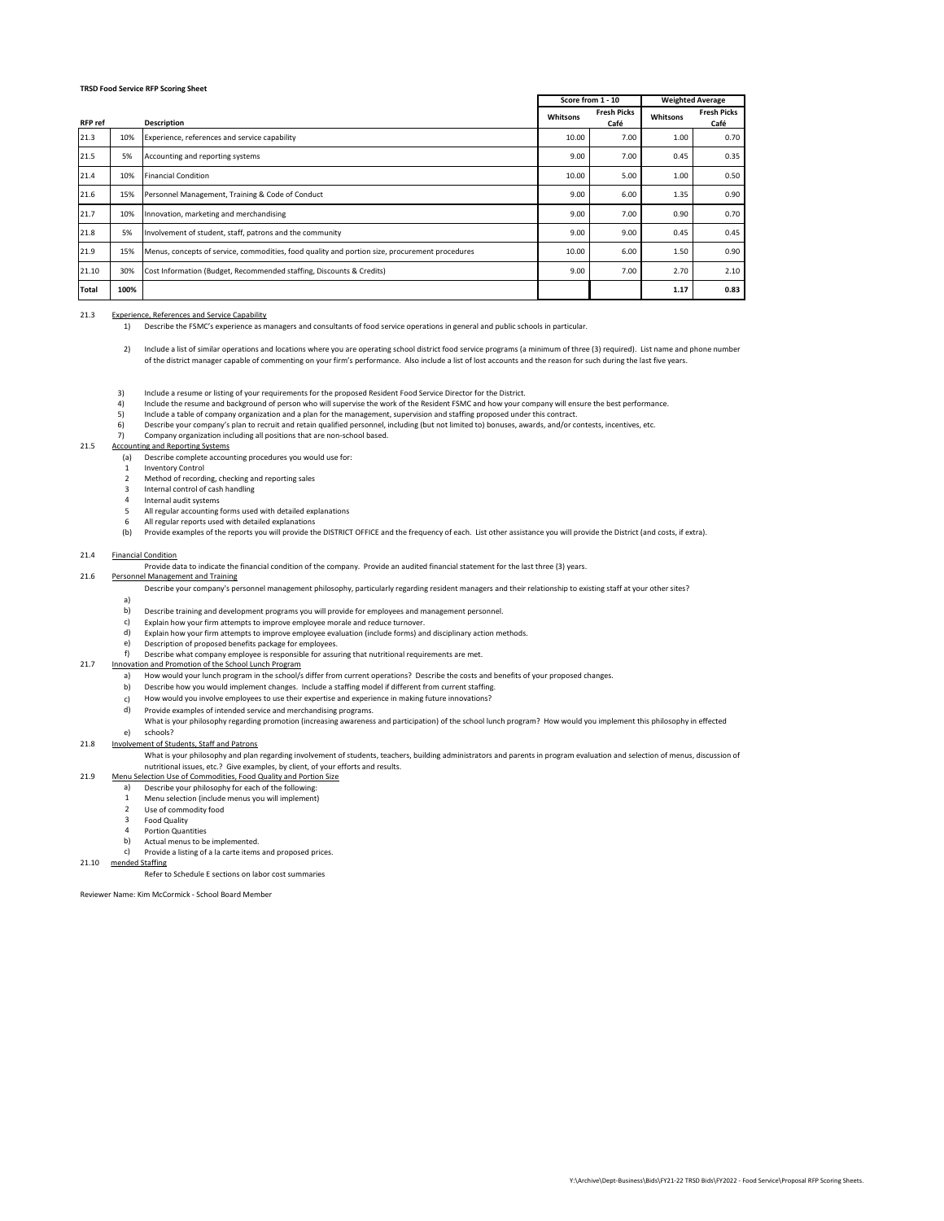**TRSD Food Service RFP Scoring Sheet**

| RFP ref | | Description | Score from 1 - 10 | | Weighted Average | |
|---|---|---|---|---|---|---|
| | | | Whitsons | Fresh Picks Café | Whitsons | Fresh Picks Café |
| 21.3 | 10% | Experience, references and service capability | 10.00 | 7.00 | 1.00 | 0.70 |
| 21.5 | 5% | Accounting and reporting systems | 9.00 | 7.00 | 0.45 | 0.35 |
| 21.4 | 10% | Financial Condition | 10.00 | 5.00 | 1.00 | 0.50 |
| 21.6 | 15% | Personnel Management, Training & Code of Conduct | 9.00 | 6.00 | 1.35 | 0.90 |
| 21.7 | 10% | Innovation, marketing and merchandising | 9.00 | 7.00 | 0.90 | 0.70 |
| 21.8 | 5% | Involvement of student, staff, patrons and the community | 9.00 | 9.00 | 0.45 | 0.45 |
| 21.9 | 15% | Menus, concepts of service, commodities, food quality and portion size, procurement procedures | 10.00 | 6.00 | 1.50 | 0.90 |
| 21.10 | 30% | Cost Information (Budget, Recommended staffing, Discounts & Credits) | 9.00 | 7.00 | 2.70 | 2.10 |
| **Total** | **100%** | | | | **1.17** | **0.83** |

21.3 Experience, References and Service Capability

1) Describe the FSMC's experience as managers and consultants of food service operations in general and public schools in particular.

2) Include a list of similar operations and locations where you are operating school district food service programs (a minimum of three (3) required). List name and phone number of the district manager capable of commenting on your firm's performance. Also include a list of lost accounts and the reason for such during the last five years.

3) Include a resume or listing of your requirements for the proposed Resident Food Service Director for the District.
4) Include the resume and background of person who will supervise the work of the Resident FSMC and how your company will ensure the best performance.
5) Include a table of company organization and a plan for the management, supervision and staffing proposed under this contract.
6) Describe your company's plan to recruit and retain qualified personnel, including (but not limited to) bonuses, awards, and/or contests, incentives, etc.
7) Company organization including all positions that are non-school based.

21.5 Accounting and Reporting Systems

(a) Describe complete accounting procedures you would use for:
1 Inventory Control
2 Method of recording, checking and reporting sales
3 Internal control of cash handling
4 Internal audit systems
5 All regular accounting forms used with detailed explanations
6 All regular reports used with detailed explanations
(b) Provide examples of the reports you will provide the DISTRICT OFFICE and the frequency of each. List other assistance you will provide the District (and costs, if extra).

21.4 Financial Condition

Provide data to indicate the financial condition of the company. Provide an audited financial statement for the last three (3) years.

21.6 Personnel Management and Training

a) Describe your company's personnel management philosophy, particularly regarding resident managers and their relationship to existing staff at your other sites?
b) Describe training and development programs you will provide for employees and management personnel.
c) Explain how your firm attempts to improve employee morale and reduce turnover.
d) Explain how your firm attempts to improve employee evaluation (include forms) and disciplinary action methods.
e) Description of proposed benefits package for employees.
f) Describe what company employee is responsible for assuring that nutritional requirements are met.

21.7 Innovation and Promotion of the School Lunch Program

a) How would your lunch program in the school/s differ from current operations? Describe the costs and benefits of your proposed changes.
b) Describe how you would implement changes. Include a staffing model if different from current staffing.
c) How would you involve employees to use their expertise and experience in making future innovations?
d) Provide examples of intended service and merchandising programs.
e) What is your philosophy regarding promotion (increasing awareness and participation) of the school lunch program? How would you implement this philosophy in effected schools?

21.8 Involvement of Students, Staff and Patrons

What is your philosophy and plan regarding involvement of students, teachers, building administrators and parents in program evaluation and selection of menus, discussion of nutritional issues, etc.? Give examples, by client, of your efforts and results.

21.9 Menu Selection Use of Commodities, Food Quality and Portion Size

a) Describe your philosophy for each of the following:
1 Menu selection (include menus you will implement)
2 Use of commodity food
3 Food Quality
4 Portion Quantities
b) Actual menus to be implemented.
c) Provide a listing of a la carte items and proposed prices.

21.10 mended Staffing

Refer to Schedule E sections on labor cost summaries

Reviewer Name: Kim McCormick - School Board Member

Y:\Archive\Dept-Business\Bids\FY21-22 TRSD Bids\FY2022 - Food Service\Proposal RFP Scoring Sheets.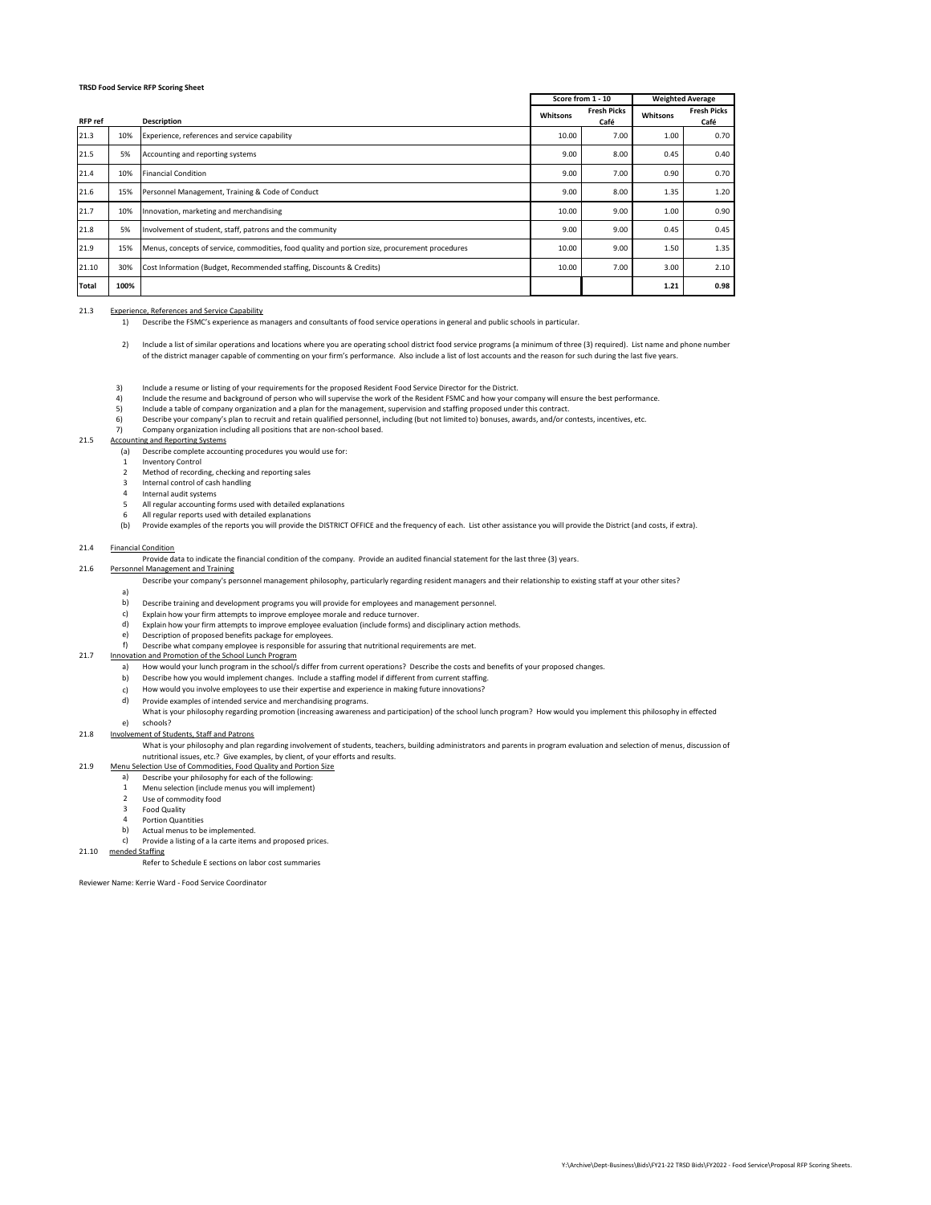**TRSD Food Service RFP Scoring Sheet**

| RFP ref | | Description | Score from 1 - 10 | | Weighted Average | |
|---|---|---|---|---|---|---|
| | | | Whitsons | Fresh Picks Café | Whitsons | Fresh Picks Café |
| 21.3 | 10% | Experience, references and service capability | 10.00 | 7.00 | 1.00 | 0.70 |
| 21.5 | 5% | Accounting and reporting systems | 9.00 | 8.00 | 0.45 | 0.40 |
| 21.4 | 10% | Financial Condition | 9.00 | 7.00 | 0.90 | 0.70 |
| 21.6 | 15% | Personnel Management, Training & Code of Conduct | 9.00 | 8.00 | 1.35 | 1.20 |
| 21.7 | 10% | Innovation, marketing and merchandising | 10.00 | 9.00 | 1.00 | 0.90 |
| 21.8 | 5% | Involvement of student, staff, patrons and the community | 9.00 | 9.00 | 0.45 | 0.45 |
| 21.9 | 15% | Menus, concepts of service, commodities, food quality and portion size, procurement procedures | 10.00 | 9.00 | 1.50 | 1.35 |
| 21.10 | 30% | Cost Information (Budget, Recommended staffing, Discounts & Credits) | 10.00 | 7.00 | 3.00 | 2.10 |
| **Total** | **100%** | | | | **1.21** | **0.98** |

21.3 Experience, References and Service Capability

1) Describe the FSMC's experience as managers and consultants of food service operations in general and public schools in particular.

2) Include a list of similar operations and locations where you are operating school district food service programs (a minimum of three (3) required). List name and phone number of the district manager capable of commenting on your firm's performance. Also include a list of lost accounts and the reason for such during the last five years.

3) Include a resume or listing of your requirements for the proposed Resident Food Service Director for the District.
4) Include the resume and background of person who will supervise the work of the Resident FSMC and how your company will ensure the best performance.
5) Include a table of company organization and a plan for the management, supervision and staffing proposed under this contract.
6) Describe your company's plan to recruit and retain qualified personnel, including (but not limited to) bonuses, awards, and/or contests, incentives, etc.
7) Company organization including all positions that are non-school based.

21.5 Accounting and Reporting Systems

(a) Describe complete accounting procedures you would use for:
1 Inventory Control
2 Method of recording, checking and reporting sales
3 Internal control of cash handling
4 Internal audit systems
5 All regular accounting forms used with detailed explanations
6 All regular reports used with detailed explanations

(b) Provide examples of the reports you will provide the DISTRICT OFFICE and the frequency of each. List other assistance you will provide the District (and costs, if extra).

21.4 Financial Condition

Provide data to indicate the financial condition of the company. Provide an audited financial statement for the last three (3) years.

21.6 Personnel Management and Training

a) Describe your company's personnel management philosophy, particularly regarding resident managers and their relationship to existing staff at your other sites?
b) Describe training and development programs you will provide for employees and management personnel.
c) Explain how your firm attempts to improve employee morale and reduce turnover.
d) Explain how your firm attempts to improve employee evaluation (include forms) and disciplinary action methods.
e) Description of proposed benefits package for employees.
f) Describe what company employee is responsible for assuring that nutritional requirements are met.

21.7 Innovation and Promotion of the School Lunch Program

a) How would your lunch program in the school/s differ from current operations? Describe the costs and benefits of your proposed changes.
b) Describe how you would implement changes. Include a staffing model if different from current staffing.
c) How would you involve employees to use their expertise and experience in making future innovations?
d) Provide examples of intended service and merchandising programs.
e) What is your philosophy regarding promotion (increasing awareness and participation) of the school lunch program? How would you implement this philosophy in effected schools?

21.8 Involvement of Students, Staff and Patrons

What is your philosophy and plan regarding involvement of students, teachers, building administrators and parents in program evaluation and selection of menus, discussion of nutritional issues, etc.? Give examples, by client, of your efforts and results.

21.9 Menu Selection Use of Commodities, Food Quality and Portion Size

a) Describe your philosophy for each of the following:
1 Menu selection (include menus you will implement)
2 Use of commodity food
3 Food Quality
4 Portion Quantities

b) Actual menus to be implemented.
c) Provide a listing of a la carte items and proposed prices.

21.10 mended Staffing

Refer to Schedule E sections on labor cost summaries

Reviewer Name: Kerrie Ward - Food Service Coordinator

Y:\Archive\Dept-Business\Bids\FY21-22 TRSD Bids\FY2022 - Food Service\Proposal RFP Scoring Sheets.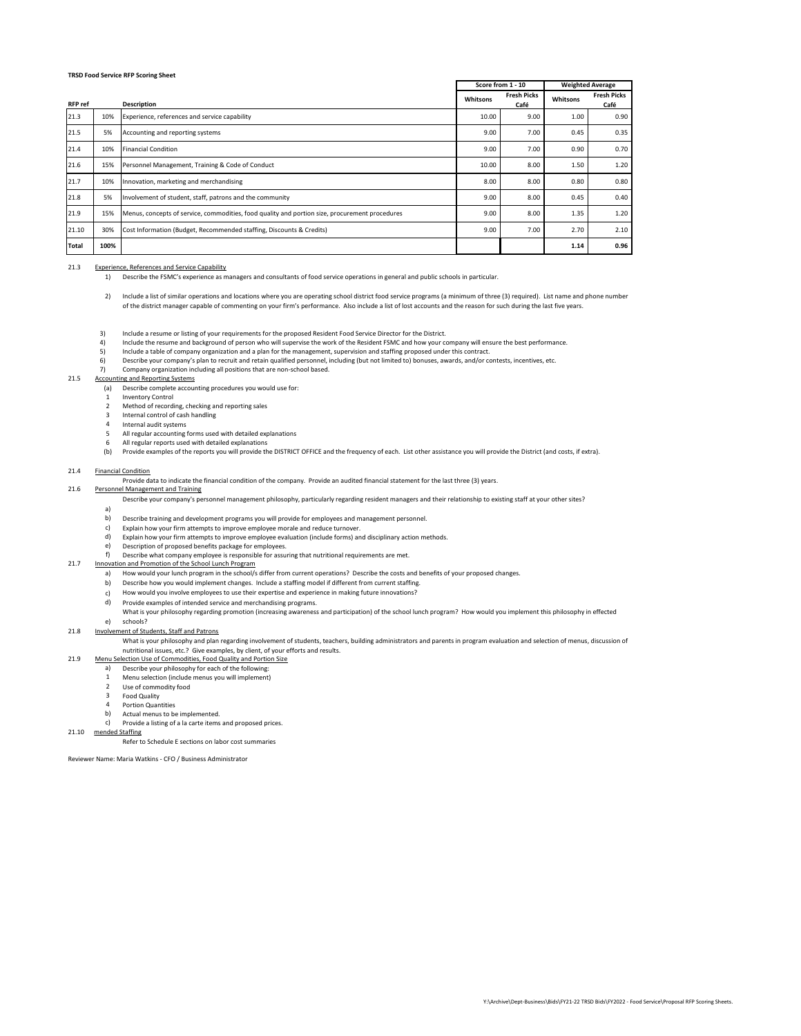**TRSD Food Service RFP Scoring Sheet**

| RFP ref | | Description | Score from 1 - 10 | | Weighted Average | |
|---|---|---|---|---|---|---|
| | | | Whitsons | Fresh Picks Café | Whitsons | Fresh Picks Café |
| 21.3 | 10% | Experience, references and service capability | 10.00 | 9.00 | 1.00 | 0.90 |
| 21.5 | 5% | Accounting and reporting systems | 9.00 | 7.00 | 0.45 | 0.35 |
| 21.4 | 10% | Financial Condition | 9.00 | 7.00 | 0.90 | 0.70 |
| 21.6 | 15% | Personnel Management, Training & Code of Conduct | 10.00 | 8.00 | 1.50 | 1.20 |
| 21.7 | 10% | Innovation, marketing and merchandising | 8.00 | 8.00 | 0.80 | 0.80 |
| 21.8 | 5% | Involvement of student, staff, patrons and the community | 9.00 | 8.00 | 0.45 | 0.40 |
| 21.9 | 15% | Menus, concepts of service, commodities, food quality and portion size, procurement procedures | 9.00 | 8.00 | 1.35 | 1.20 |
| 21.10 | 30% | Cost Information (Budget, Recommended staffing, Discounts & Credits) | 9.00 | 7.00 | 2.70 | 2.10 |
| **Total** | **100%** | | | | **1.14** | **0.96** |

21.3 Experience, References and Service Capability

1) Describe the FSMC's experience as managers and consultants of food service operations in general and public schools in particular.

2) Include a list of similar operations and locations where you are operating school district food service programs (a minimum of three (3) required). List name and phone number of the district manager capable of commenting on your firm's performance. Also include a list of lost accounts and the reason for such during the last five years.

3) Include a resume or listing of your requirements for the proposed Resident Food Service Director for the District.
4) Include the resume and background of person who will supervise the work of the Resident FSMC and how your company will ensure the best performance.
5) Include a table of company organization and a plan for the management, supervision and staffing proposed under this contract.
6) Describe your company's plan to recruit and retain qualified personnel, including (but not limited to) bonuses, awards, and/or contests, incentives, etc.
7) Company organization including all positions that are non-school based.

21.5 Accounting and Reporting Systems

(a) Describe complete accounting procedures you would use for:
1 Inventory Control
2 Method of recording, checking and reporting sales
3 Internal control of cash handling
4 Internal audit systems
5 All regular accounting forms used with detailed explanations
6 All regular reports used with detailed explanations
(b) Provide examples of the reports you will provide the DISTRICT OFFICE and the frequency of each. List other assistance you will provide the District (and costs, if extra).

21.4 Financial Condition

Provide data to indicate the financial condition of the company. Provide an audited financial statement for the last three (3) years.

21.6 Personnel Management and Training

a) Describe your company's personnel management philosophy, particularly regarding resident managers and their relationship to existing staff at your other sites?
b) Describe training and development programs you will provide for employees and management personnel.
c) Explain how your firm attempts to improve employee morale and reduce turnover.
d) Explain how your firm attempts to improve employee evaluation (include forms) and disciplinary action methods.
e) Description of proposed benefits package for employees.
f) Describe what company employee is responsible for assuring that nutritional requirements are met.

21.7 Innovation and Promotion of the School Lunch Program

a) How would your lunch program in the school/s differ from current operations? Describe the costs and benefits of your proposed changes.
b) Describe how you would implement changes. Include a staffing model if different from current staffing.
c) How would you involve employees to use their expertise and experience in making future innovations?
d) Provide examples of intended service and merchandising programs.
e) What is your philosophy regarding promotion (increasing awareness and participation) of the school lunch program? How would you implement this philosophy in effected schools?

21.8 Involvement of Students, Staff and Patrons

What is your philosophy and plan regarding involvement of students, teachers, building administrators and parents in program evaluation and selection of menus, discussion of nutritional issues, etc.? Give examples, by client, of your efforts and results.

21.9 Menu Selection Use of Commodities, Food Quality and Portion Size

a) Describe your philosophy for each of the following:
1 Menu selection (include menus you will implement)
2 Use of commodity food
3 Food Quality
4 Portion Quantities
b) Actual menus to be implemented.
c) Provide a listing of a la carte items and proposed prices.

21.10 mended Staffing

Refer to Schedule E sections on labor cost summaries

Reviewer Name: Maria Watkins - CFO / Business Administrator

Y:\Archive\Dept-Business\Bids\FY21-22 TRSD Bids\FY2022 - Food Service\Proposal RFP Scoring Sheets.